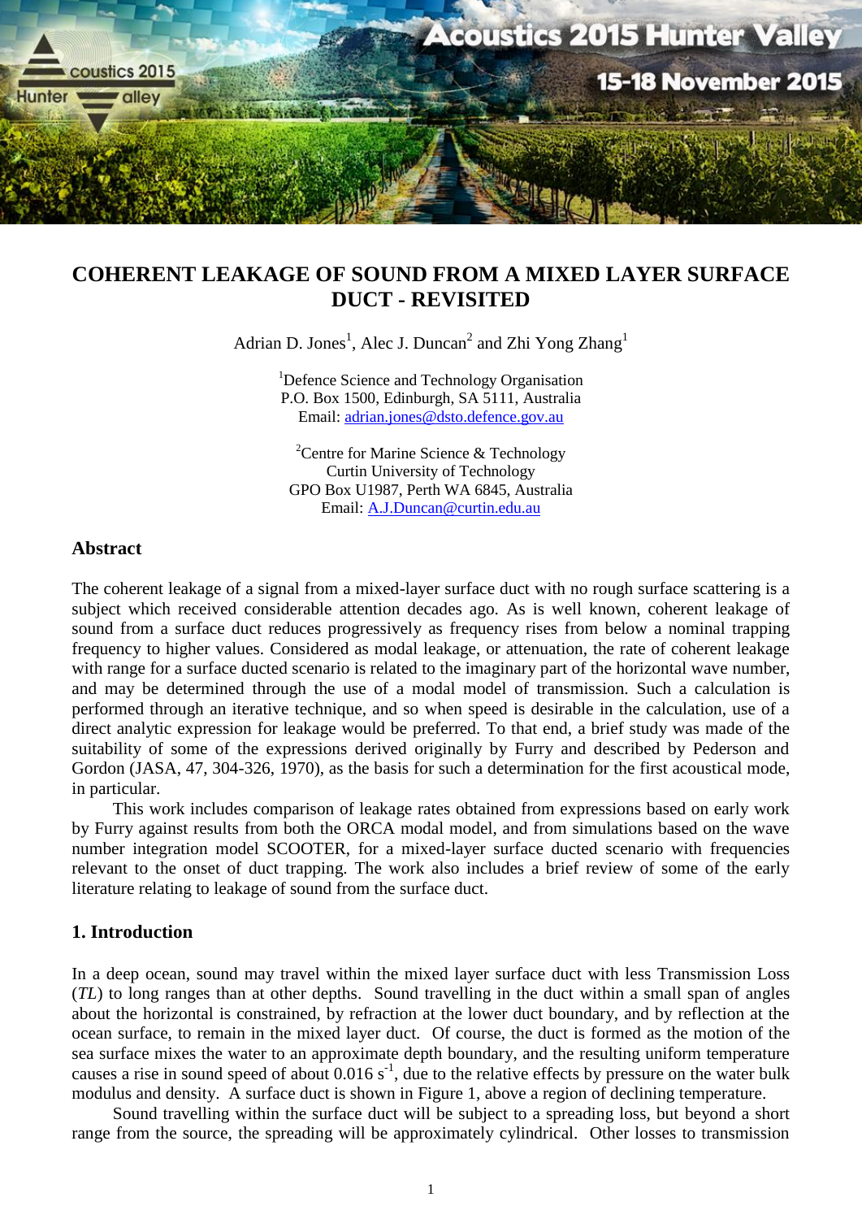# COHERENT LEAKAGE OF SOUND FROM A MIXED LAYER SURFACE DUCT - REVISITED

Adrian D. Jones[1], Alec J. Duncan[2] and Zhi Yong Zhang[1]

[1]Defence Science and Technology Organisation
P.O. Box 1500, Edinburgh, SA 5111, Australia
Email: adrian.jones@dsto.defence.gov.au

[2]Centre for Marine Science & Technology
Curtin University of Technology
GPO Box U1987, Perth WA 6845, Australia
Email: A.J.Duncan@curtin.edu.au

## Abstract

The coherent leakage of a signal from a mixed-layer surface duct with no rough surface scattering is a subject which received considerable attention decades ago. As is well known, coherent leakage of sound from a surface duct reduces progressively as frequency rises from below a nominal trapping frequency to higher values. Considered as modal leakage, or attenuation, the rate of coherent leakage with range for a surface ducted scenario is related to the imaginary part of the horizontal wave number, and may be determined through the use of a modal model of transmission. Such a calculation is performed through an iterative technique, and so when speed is desirable in the calculation, use of a direct analytic expression for leakage would be preferred. To that end, a brief study was made of the suitability of some of the expressions derived originally by Furry and described by Pederson and Gordon (JASA, 47, 304-326, 1970), as the basis for such a determination for the first acoustical mode, in particular.

This work includes comparison of leakage rates obtained from expressions based on early work by Furry against results from both the ORCA modal model, and from simulations based on the wave number integration model SCOOTER, for a mixed-layer surface ducted scenario with frequencies relevant to the onset of duct trapping. The work also includes a brief review of some of the early literature relating to leakage of sound from the surface duct.

## 1. Introduction

In a deep ocean, sound may travel within the mixed layer surface duct with less Transmission Loss (*TL*) to long ranges than at other depths. Sound travelling in the duct within a small span of angles about the horizontal is constrained, by refraction at the lower duct boundary, and by reflection at the ocean surface, to remain in the mixed layer duct. Of course, the duct is formed as the motion of the sea surface mixes the water to an approximate depth boundary, and the resulting uniform temperature causes a rise in sound speed of about 0.016 $s^{-1}$, due to the relative effects by pressure on the water bulk modulus and density. A surface duct is shown in Figure 1, above a region of declining temperature.

Sound travelling within the surface duct will be subject to a spreading loss, but beyond a short range from the source, the spreading will be approximately cylindrical. Other losses to transmission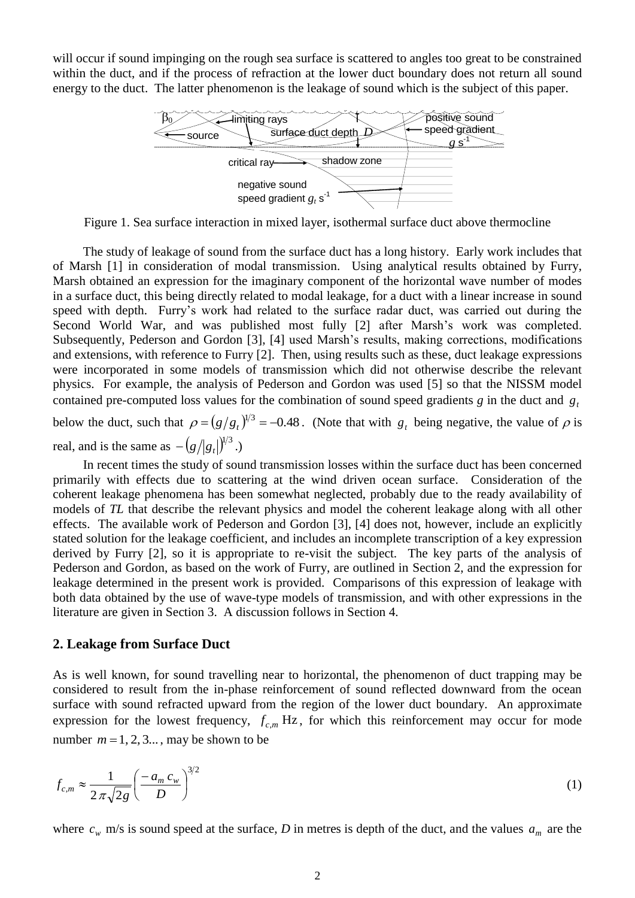will occur if sound impinging on the rough sea surface is scattered to angles too great to be constrained within the duct, and if the process of refraction at the lower duct boundary does not return all sound energy to the duct. The latter phenomenon is the leakage of sound which is the subject of this paper.

Figure 1. Sea surface interaction in mixed layer, isothermal surface duct above thermocline

The study of leakage of sound from the surface duct has a long history. Early work includes that of Marsh [1] in consideration of modal transmission. Using analytical results obtained by Furry, Marsh obtained an expression for the imaginary component of the horizontal wave number of modes in a surface duct, this being directly related to modal leakage, for a duct with a linear increase in sound speed with depth. Furry's work had related to the surface radar duct, was carried out during the Second World War, and was published most fully [2] after Marsh's work was completed. Subsequently, Pederson and Gordon [3], [4] used Marsh's results, making corrections, modifications and extensions, with reference to Furry [2]. Then, using results such as these, duct leakage expressions were incorporated in some models of transmission which did not otherwise describe the relevant physics. For example, the analysis of Pederson and Gordon was used [5] so that the NISSM model contained pre-computed loss values for the combination of sound speed gradients $g$ in the duct and $g_t$ below the duct, such that $\rho = (g/g_t)^{1/3} = -0.48$. (Note that with $g_t$ being negative, the value of $\rho$ is real, and is the same as $-(g/|g_t|)^{1/3}$.)

In recent times the study of sound transmission losses within the surface duct has been concerned primarily with effects due to scattering at the wind driven ocean surface. Consideration of the coherent leakage phenomena has been somewhat neglected, probably due to the ready availability of models of *TL* that describe the relevant physics and model the coherent leakage along with all other effects. The available work of Pederson and Gordon [3], [4] does not, however, include an explicitly stated solution for the leakage coefficient, and includes an incomplete transcription of a key expression derived by Furry [2], so it is appropriate to re-visit the subject. The key parts of the analysis of Pederson and Gordon, as based on the work of Furry, are outlined in Section 2, and the expression for leakage determined in the present work is provided. Comparisons of this expression of leakage with both data obtained by the use of wave-type models of transmission, and with other expressions in the literature are given in Section 3. A discussion follows in Section 4.

## 2. Leakage from Surface Duct

As is well known, for sound travelling near to horizontal, the phenomenon of duct trapping may be considered to result from the in-phase reinforcement of sound reflected downward from the ocean surface with sound refracted upward from the region of the lower duct boundary. An approximate expression for the lowest frequency, $f_{c,m}$ Hz, for which this reinforcement may occur for mode number $m = 1, 2, 3...$, may be shown to be

$$f_{c,m} \approx \frac{1}{2\pi\sqrt{2g}} \left( \frac{-a_m \, c_w}{D} \right)^{3/2} \tag{1}$$

where $c_w$ m/s is sound speed at the surface, *D* in metres is depth of the duct, and the values $a_m$ are the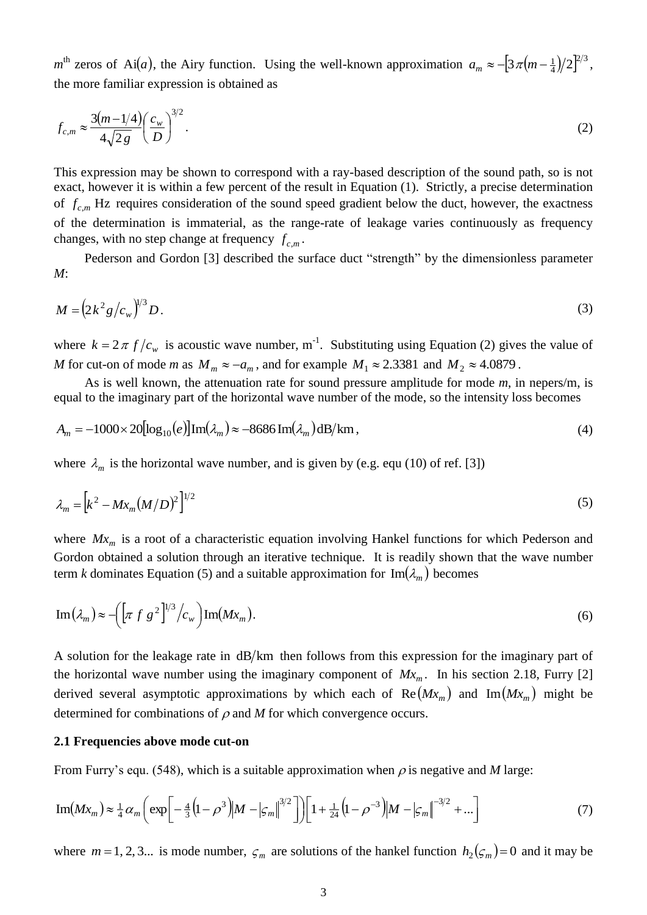$m^{\text{th}}$ zeros of $\text{Ai}(a)$, the Airy function. Using the well-known approximation $a_m \approx -\left[3\pi\left(m-\frac{1}{4}\right)/2\right]^{2/3}$, the more familiar expression is obtained as

$$f_{c,m} \approx \frac{3(m-1/4)}{4\sqrt{2g}}\left(\frac{c_w}{D}\right)^{3/2}. \tag{2}$$

This expression may be shown to correspond with a ray-based description of the sound path, so is not exact, however it is within a few percent of the result in Equation (1). Strictly, a precise determination of $f_{c,m}$ Hz requires consideration of the sound speed gradient below the duct, however, the exactness of the determination is immaterial, as the range-rate of leakage varies continuously as frequency changes, with no step change at frequency $f_{c,m}$.

Pederson and Gordon [3] described the surface duct "strength" by the dimensionless parameter *M*:

$$M = \left(2k^2 g/c_w\right)^{1/3} D. \tag{3}$$

where $k = 2\pi f/c_w$ is acoustic wave number, m$^{-1}$. Substituting using Equation (2) gives the value of *M* for cut-on of mode *m* as $M_m \approx -a_m$, and for example $M_1 \approx 2.3381$ and $M_2 \approx 4.0879$.

As is well known, the attenuation rate for sound pressure amplitude for mode *m*, in nepers/m, is equal to the imaginary part of the horizontal wave number of the mode, so the intensity loss becomes

$$A_m = -1000 \times 20\left[\log_{10}(e)\right]\text{Im}(\lambda_m) \approx -8686\,\text{Im}(\lambda_m)\,\text{dB/km}, \tag{4}$$

where $\lambda_m$ is the horizontal wave number, and is given by (e.g. equ (10) of ref. [3])

$$\lambda_m = \left[k^2 - Mx_m (M/D)^2\right]^{1/2} \tag{5}$$

where $Mx_m$ is a root of a characteristic equation involving Hankel functions for which Pederson and Gordon obtained a solution through an iterative technique. It is readily shown that the wave number term *k* dominates Equation (5) and a suitable approximation for $\text{Im}(\lambda_m)$ becomes

$$\text{Im}(\lambda_m) \approx -\left(\left[\pi f g^2\right]^{1/3}/c_w\right)\text{Im}(Mx_m). \tag{6}$$

A solution for the leakage rate in dB/km then follows from this expression for the imaginary part of the horizontal wave number using the imaginary component of $Mx_m$. In his section 2.18, Furry [2] derived several asymptotic approximations by which each of $\text{Re}(Mx_m)$ and $\text{Im}(Mx_m)$ might be determined for combinations of $\rho$ and *M* for which convergence occurs.

### 2.1 Frequencies above mode cut-on

From Furry's equ. (548), which is a suitable approximation when $\rho$ is negative and *M* large:

$$\text{Im}(Mx_m) \approx \tfrac{1}{4}\alpha_m\left(\exp\left[-\tfrac{4}{3}\left(1-\rho^3\right)\left|M-|\varsigma_m|\right|^{3/2}\right]\right)\left[1+\tfrac{1}{24}\left(1-\rho^{-3}\right)\left|M-|\varsigma_m|\right|^{-3/2}+\ldots\right] \tag{7}$$

where $m = 1, 2, 3...$ is mode number, $\varsigma_m$ are solutions of the hankel function $h_2(\varsigma_m) = 0$ and it may be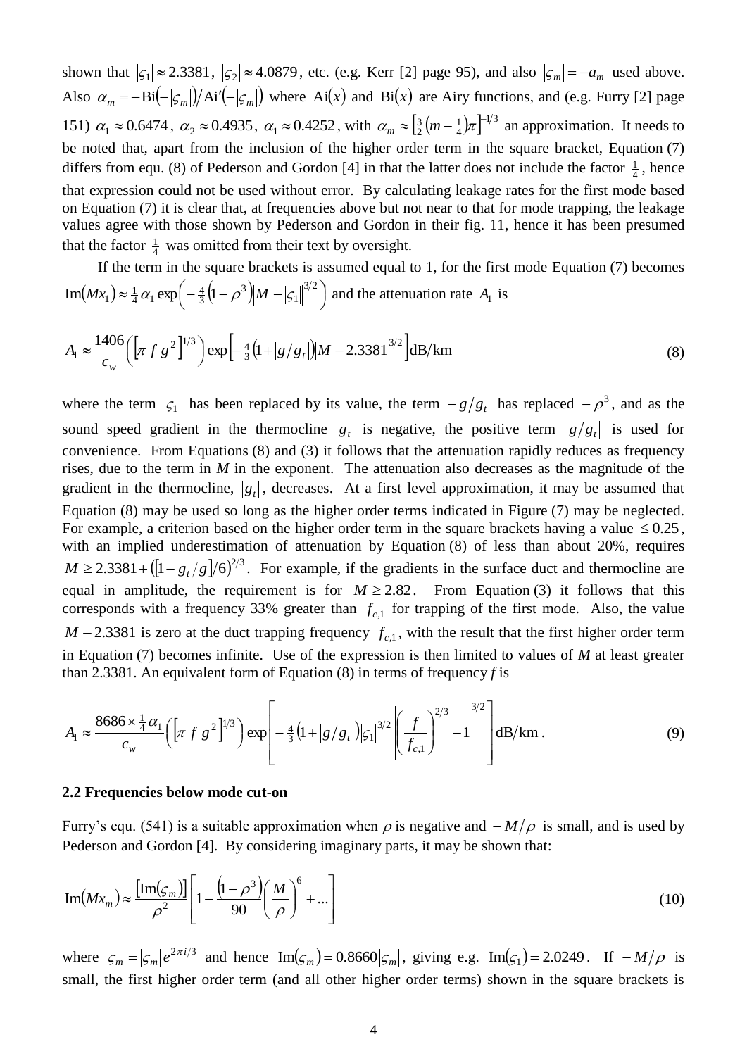shown that $|\varsigma_1| \approx 2.3381$, $|\varsigma_2| \approx 4.0879$, etc. (e.g. Kerr [2] page 95), and also $|\varsigma_m| = -a_m$ used above. Also $\alpha_m = -\mathrm{Bi}(-|\varsigma_m|)/\mathrm{Ai}'(-|\varsigma_m|)$ where $\mathrm{Ai}(x)$ and $\mathrm{Bi}(x)$ are Airy functions, and (e.g. Furry [2] page 151) $\alpha_1 \approx 0.6474$, $\alpha_2 \approx 0.4935$, $\alpha_1 \approx 0.4252$, with $\alpha_m \approx \left[\frac{3}{2}\left(m - \frac{1}{4}\right)\pi\right]^{-1/3}$ an approximation. It needs to be noted that, apart from the inclusion of the higher order term in the square bracket, Equation (7) differs from equ. (8) of Pederson and Gordon [4] in that the latter does not include the factor $\frac{1}{4}$, hence that expression could not be used without error. By calculating leakage rates for the first mode based on Equation (7) it is clear that, at frequencies above but not near to that for mode trapping, the leakage values agree with those shown by Pederson and Gordon in their fig. 11, hence it has been presumed that the factor $\frac{1}{4}$ was omitted from their text by oversight.

If the term in the square brackets is assumed equal to 1, for the first mode Equation (7) becomes $\mathrm{Im}(Mx_1) \approx \frac{1}{4}\alpha_1 \exp\left(-\frac{4}{3}\left(1-\rho^3\right)\left|M - |\varsigma_1|\right|^{3/2}\right)$ and the attenuation rate $A_1$ is

$$A_1 \approx \frac{1406}{c_w}\left(\left[\pi\, f\, g^2\right]^{1/3}\right)\exp\left[-\tfrac{4}{3}\left(1+|g/g_t|\right)\left|M - 2.3381\right|^{3/2}\right]\mathrm{dB/km} \tag{8}$$

where the term $|\varsigma_1|$ has been replaced by its value, the term $-g/g_t$ has replaced $-\rho^3$, and as the sound speed gradient in the thermocline $g_t$ is negative, the positive term $|g/g_t|$ is used for convenience. From Equations (8) and (3) it follows that the attenuation rapidly reduces as frequency rises, due to the term in *M* in the exponent. The attenuation also decreases as the magnitude of the gradient in the thermocline, $|g_t|$, decreases. At a first level approximation, it may be assumed that Equation (8) may be used so long as the higher order terms indicated in Figure (7) may be neglected. For example, a criterion based on the higher order term in the square brackets having a value $\leq 0.25$, with an implied underestimation of attenuation by Equation (8) of less than about 20%, requires $M \geq 2.3381 + \left(\left[1 - g_t/g\right]/6\right)^{2/3}$. For example, if the gradients in the surface duct and thermocline are equal in amplitude, the requirement is for $M \geq 2.82$. From Equation (3) it follows that this corresponds with a frequency 33% greater than $f_{c,1}$ for trapping of the first mode. Also, the value $M - 2.3381$ is zero at the duct trapping frequency $f_{c,1}$, with the result that the first higher order term in Equation (7) becomes infinite. Use of the expression is then limited to values of *M* at least greater than 2.3381. An equivalent form of Equation (8) in terms of frequency *f* is

$$A_1 \approx \frac{8686 \times \frac{1}{4}\alpha_1}{c_w}\left(\left[\pi\, f\, g^2\right]^{1/3}\right)\exp\left[-\tfrac{4}{3}\left(1+|g/g_t|\right)|\varsigma_1|^{3/2}\left|\left(\frac{f}{f_{c,1}}\right)^{2/3} - 1\right|^{3/2}\right]\mathrm{dB/km}\,. \tag{9}$$

**2.2 Frequencies below mode cut-on**

Furry's equ. (541) is a suitable approximation when $\rho$ is negative and $-M/\rho$ is small, and is used by Pederson and Gordon [4]. By considering imaginary parts, it may be shown that:

$$\mathrm{Im}(Mx_m) \approx \frac{\left[\mathrm{Im}(\varsigma_m)\right]}{\rho^2}\left[1 - \frac{\left(1-\rho^3\right)}{90}\left(\frac{M}{\rho}\right)^6 + \ldots\right] \tag{10}$$

where $\varsigma_m = |\varsigma_m| e^{2\pi i/3}$ and hence $\mathrm{Im}(\varsigma_m) = 0.8660|\varsigma_m|$, giving e.g. $\mathrm{Im}(\varsigma_1) = 2.0249$. If $-M/\rho$ is small, the first higher order term (and all other higher order terms) shown in the square brackets is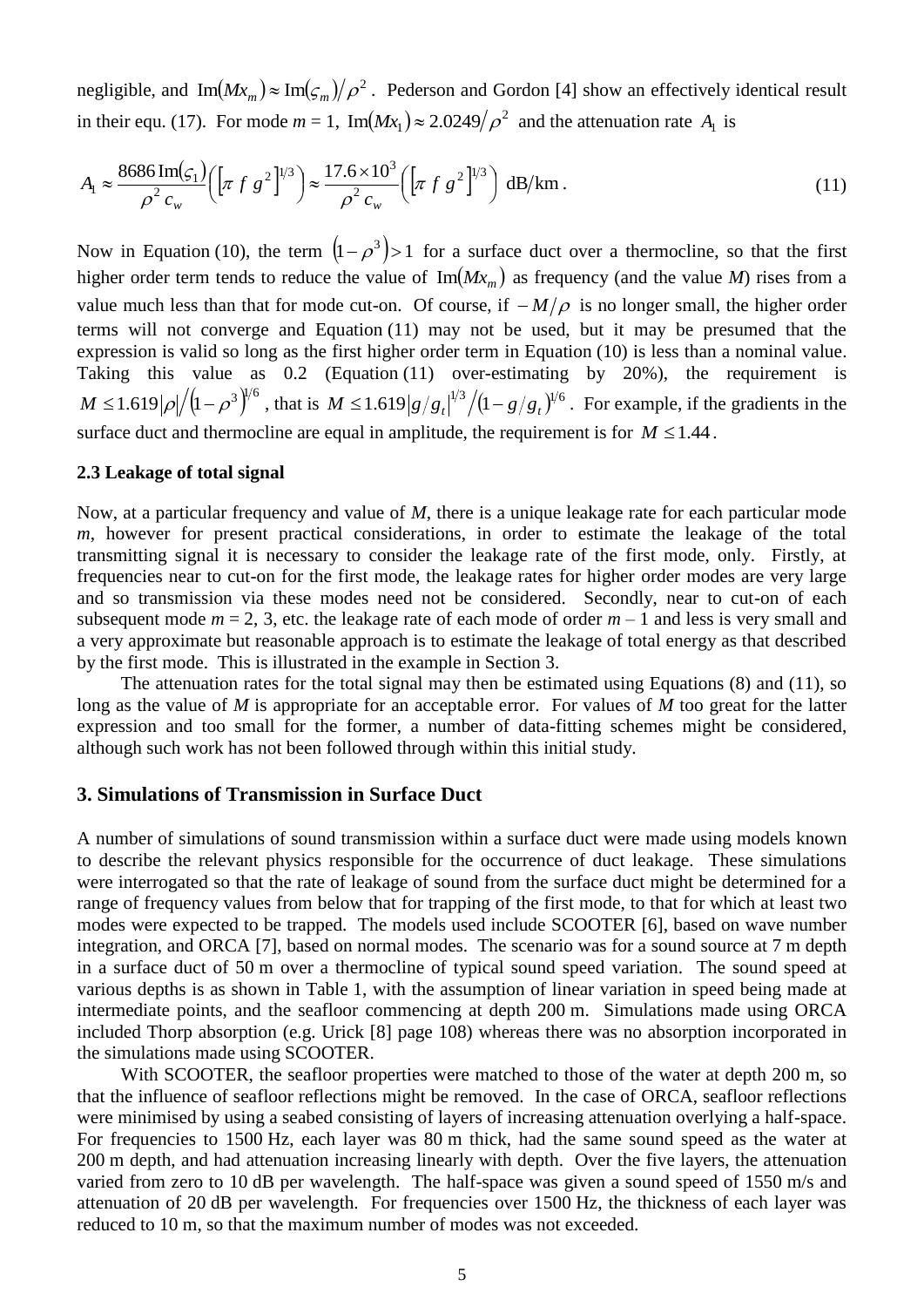negligible, and $\text{Im}(Mx_m) \approx \text{Im}(\varsigma_m)/\rho^2$. Pederson and Gordon [4] show an effectively identical result in their equ. (17). For mode $m = 1$, $\text{Im}(Mx_1) \approx 2.0249/\rho^2$ and the attenuation rate $A_1$ is

$$A_1 \approx \frac{8686\,\text{Im}(\varsigma_1)}{\rho^2\, c_w}\left(\left[\pi\, f\, g^2\right]^{1/3}\right) \approx \frac{17.6\times 10^3}{\rho^2\, c_w}\left(\left[\pi\, f\, g^2\right]^{1/3}\right)\ \text{dB/km}\,. \tag{11}$$

Now in Equation (10), the term $(1-\rho^3) > 1$ for a surface duct over a thermocline, so that the first higher order term tends to reduce the value of $\text{Im}(Mx_m)$ as frequency (and the value $M$) rises from a value much less than that for mode cut-on. Of course, if $-M/\rho$ is no longer small, the higher order terms will not converge and Equation (11) may not be used, but it may be presumed that the expression is valid so long as the first higher order term in Equation (10) is less than a nominal value. Taking this value as 0.2 (Equation (11) over-estimating by 20%), the requirement is $M \le 1.619|\rho|/(1-\rho^3)^{1/6}$, that is $M \le 1.619|g/g_t|^{1/3}/(1-g/g_t)^{1/6}$. For example, if the gradients in the surface duct and thermocline are equal in amplitude, the requirement is for $M \le 1.44$.

### 2.3 Leakage of total signal

Now, at a particular frequency and value of $M$, there is a unique leakage rate for each particular mode $m$, however for present practical considerations, in order to estimate the leakage of the total transmitting signal it is necessary to consider the leakage rate of the first mode, only. Firstly, at frequencies near to cut-on for the first mode, the leakage rates for higher order modes are very large and so transmission via these modes need not be considered. Secondly, near to cut-on of each subsequent mode $m = 2, 3$, etc. the leakage rate of each mode of order $m - 1$ and less is very small and a very approximate but reasonable approach is to estimate the leakage of total energy as that described by the first mode. This is illustrated in the example in Section 3.

The attenuation rates for the total signal may then be estimated using Equations (8) and (11), so long as the value of $M$ is appropriate for an acceptable error. For values of $M$ too great for the latter expression and too small for the former, a number of data-fitting schemes might be considered, although such work has not been followed through within this initial study.

## 3. Simulations of Transmission in Surface Duct

A number of simulations of sound transmission within a surface duct were made using models known to describe the relevant physics responsible for the occurrence of duct leakage. These simulations were interrogated so that the rate of leakage of sound from the surface duct might be determined for a range of frequency values from below that for trapping of the first mode, to that for which at least two modes were expected to be trapped. The models used include SCOOTER [6], based on wave number integration, and ORCA [7], based on normal modes. The scenario was for a sound source at 7 m depth in a surface duct of 50 m over a thermocline of typical sound speed variation. The sound speed at various depths is as shown in Table 1, with the assumption of linear variation in speed being made at intermediate points, and the seafloor commencing at depth 200 m. Simulations made using ORCA included Thorp absorption (e.g. Urick [8] page 108) whereas there was no absorption incorporated in the simulations made using SCOOTER.

With SCOOTER, the seafloor properties were matched to those of the water at depth 200 m, so that the influence of seafloor reflections might be removed. In the case of ORCA, seafloor reflections were minimised by using a seabed consisting of layers of increasing attenuation overlying a half-space. For frequencies to 1500 Hz, each layer was 80 m thick, had the same sound speed as the water at 200 m depth, and had attenuation increasing linearly with depth. Over the five layers, the attenuation varied from zero to 10 dB per wavelength. The half-space was given a sound speed of 1550 m/s and attenuation of 20 dB per wavelength. For frequencies over 1500 Hz, the thickness of each layer was reduced to 10 m, so that the maximum number of modes was not exceeded.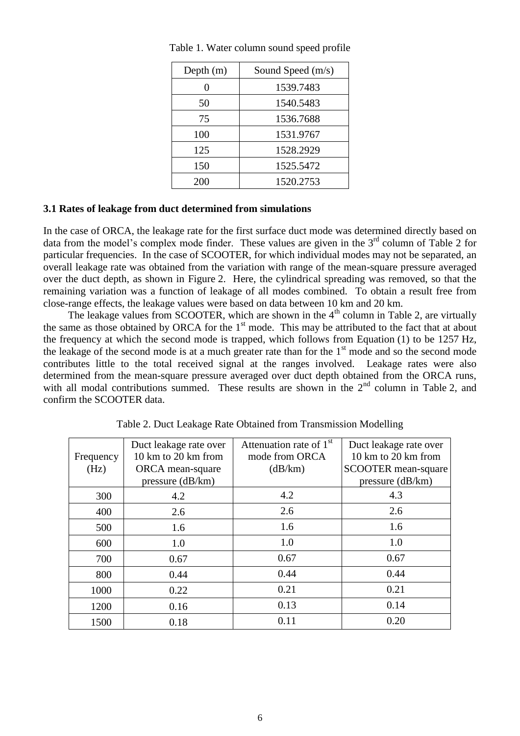Table 1. Water column sound speed profile

| Depth (m) | Sound Speed (m/s) |
|---|---|
| 0 | 1539.7483 |
| 50 | 1540.5483 |
| 75 | 1536.7688 |
| 100 | 1531.9767 |
| 125 | 1528.2929 |
| 150 | 1525.5472 |
| 200 | 1520.2753 |

### 3.1 Rates of leakage from duct determined from simulations

In the case of ORCA, the leakage rate for the first surface duct mode was determined directly based on data from the model's complex mode finder. These values are given in the 3rd column of Table 2 for particular frequencies. In the case of SCOOTER, for which individual modes may not be separated, an overall leakage rate was obtained from the variation with range of the mean-square pressure averaged over the duct depth, as shown in Figure 2. Here, the cylindrical spreading was removed, so that the remaining variation was a function of leakage of all modes combined. To obtain a result free from close-range effects, the leakage values were based on data between 10 km and 20 km.

The leakage values from SCOOTER, which are shown in the 4th column in Table 2, are virtually the same as those obtained by ORCA for the 1st mode. This may be attributed to the fact that at about the frequency at which the second mode is trapped, which follows from Equation (1) to be 1257 Hz, the leakage of the second mode is at a much greater rate than for the 1st mode and so the second mode contributes little to the total received signal at the ranges involved. Leakage rates were also determined from the mean-square pressure averaged over duct depth obtained from the ORCA runs, with all modal contributions summed. These results are shown in the 2nd column in Table 2, and confirm the SCOOTER data.

Table 2. Duct Leakage Rate Obtained from Transmission Modelling

| Frequency (Hz) | Duct leakage rate over 10 km to 20 km from ORCA mean-square pressure (dB/km) | Attenuation rate of 1st mode from ORCA (dB/km) | Duct leakage rate over 10 km to 20 km from SCOOTER mean-square pressure (dB/km) |
|---|---|---|---|
| 300 | 4.2 | 4.2 | 4.3 |
| 400 | 2.6 | 2.6 | 2.6 |
| 500 | 1.6 | 1.6 | 1.6 |
| 600 | 1.0 | 1.0 | 1.0 |
| 700 | 0.67 | 0.67 | 0.67 |
| 800 | 0.44 | 0.44 | 0.44 |
| 1000 | 0.22 | 0.21 | 0.21 |
| 1200 | 0.16 | 0.13 | 0.14 |
| 1500 | 0.18 | 0.11 | 0.20 |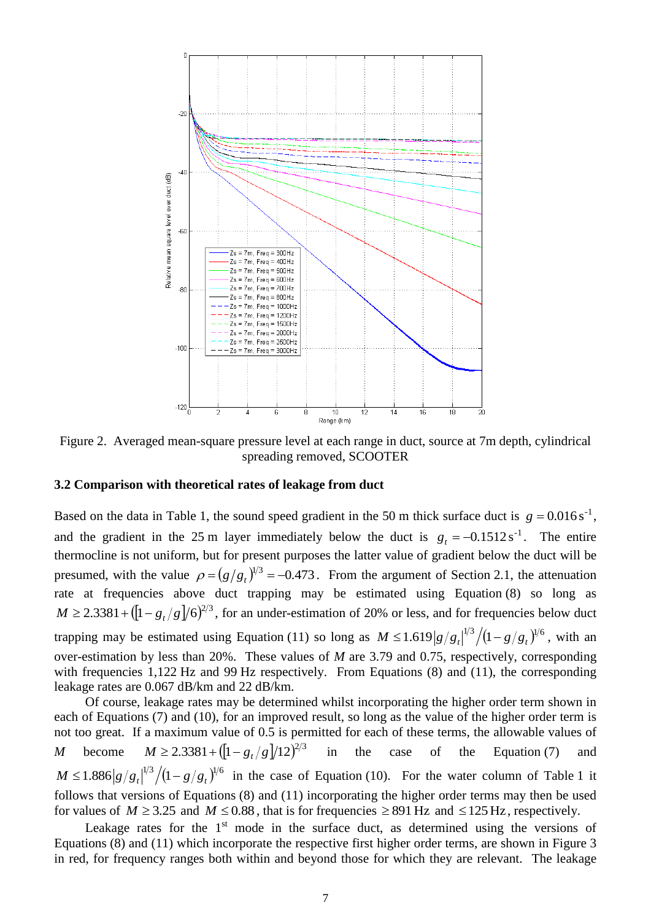Figure 2. Averaged mean-square pressure level at each range in duct, source at 7m depth, cylindrical spreading removed, SCOOTER

### 3.2 Comparison with theoretical rates of leakage from duct

Based on the data in Table 1, the sound speed gradient in the 50 m thick surface duct is $g = 0.016\,\mathrm{s}^{-1}$, and the gradient in the 25 m layer immediately below the duct is $g_t = -0.1512\,\mathrm{s}^{-1}$. The entire thermocline is not uniform, but for present purposes the latter value of gradient below the duct will be presumed, with the value $\rho = (g/g_t)^{1/3} = -0.473$. From the argument of Section 2.1, the attenuation rate at frequencies above duct trapping may be estimated using Equation (8) so long as $M \geq 2.3381 + ([1 - g_t/g]/6)^{2/3}$, for an under-estimation of 20% or less, and for frequencies below duct trapping may be estimated using Equation (11) so long as $M \leq 1.619 |g/g_t|^{1/3} / (1 - g/g_t)^{1/6}$, with an over-estimation by less than 20%. These values of $M$ are 3.79 and 0.75, respectively, corresponding with frequencies 1,122 Hz and 99 Hz respectively. From Equations (8) and (11), the corresponding leakage rates are 0.067 dB/km and 22 dB/km.

Of course, leakage rates may be determined whilst incorporating the higher order term shown in each of Equations (7) and (10), for an improved result, so long as the value of the higher order term is not too great. If a maximum value of 0.5 is permitted for each of these terms, the allowable values of $M$ become $M \geq 2.3381 + ([1 - g_t/g]/12)^{2/3}$ in the case of the Equation (7) and $M \leq 1.886 |g/g_t|^{1/3} / (1 - g/g_t)^{1/6}$ in the case of Equation (10). For the water column of Table 1 it follows that versions of Equations (8) and (11) incorporating the higher order terms may then be used for values of $M \geq 3.25$ and $M \leq 0.88$, that is for frequencies $\geq 891$ Hz and $\leq 125$ Hz, respectively.

Leakage rates for the 1st mode in the surface duct, as determined using the versions of Equations (8) and (11) which incorporate the respective first higher order terms, are shown in Figure 3 in red, for frequency ranges both within and beyond those for which they are relevant. The leakage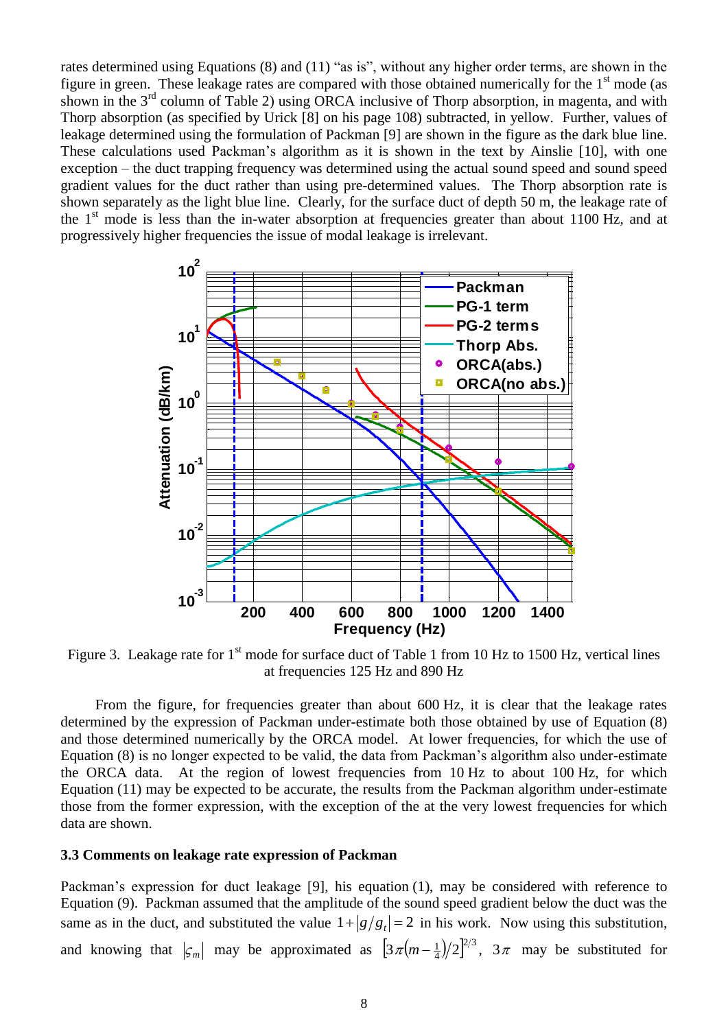rates determined using Equations (8) and (11) "as is", without any higher order terms, are shown in the figure in green. These leakage rates are compared with those obtained numerically for the 1st mode (as shown in the 3rd column of Table 2) using ORCA inclusive of Thorp absorption, in magenta, and with Thorp absorption (as specified by Urick [8] on his page 108) subtracted, in yellow. Further, values of leakage determined using the formulation of Packman [9] are shown in the figure as the dark blue line. These calculations used Packman's algorithm as it is shown in the text by Ainslie [10], with one exception – the duct trapping frequency was determined using the actual sound speed and sound speed gradient values for the duct rather than using pre-determined values. The Thorp absorption rate is shown separately as the light blue line. Clearly, for the surface duct of depth 50 m, the leakage rate of the 1st mode is less than the in-water absorption at frequencies greater than about 1100 Hz, and at progressively higher frequencies the issue of modal leakage is irrelevant.

Figure 3. Leakage rate for 1st mode for surface duct of Table 1 from 10 Hz to 1500 Hz, vertical lines at frequencies 125 Hz and 890 Hz

From the figure, for frequencies greater than about 600 Hz, it is clear that the leakage rates determined by the expression of Packman under-estimate both those obtained by use of Equation (8) and those determined numerically by the ORCA model. At lower frequencies, for which the use of Equation (8) is no longer expected to be valid, the data from Packman's algorithm also under-estimate the ORCA data. At the region of lowest frequencies from 10 Hz to about 100 Hz, for which Equation (11) may be expected to be accurate, the results from the Packman algorithm under-estimate those from the former expression, with the exception of the at the very lowest frequencies for which data are shown.

### 3.3 Comments on leakage rate expression of Packman

Packman's expression for duct leakage [9], his equation (1), may be considered with reference to Equation (9). Packman assumed that the amplitude of the sound speed gradient below the duct was the same as in the duct, and substituted the value $1+|g/g_t|=2$ in his work. Now using this substitution, and knowing that $|\varsigma_m|$ may be approximated as $\left[3\pi\left(m-\frac{1}{4}\right)/2\right]^{2/3}$, $3\pi$ may be substituted for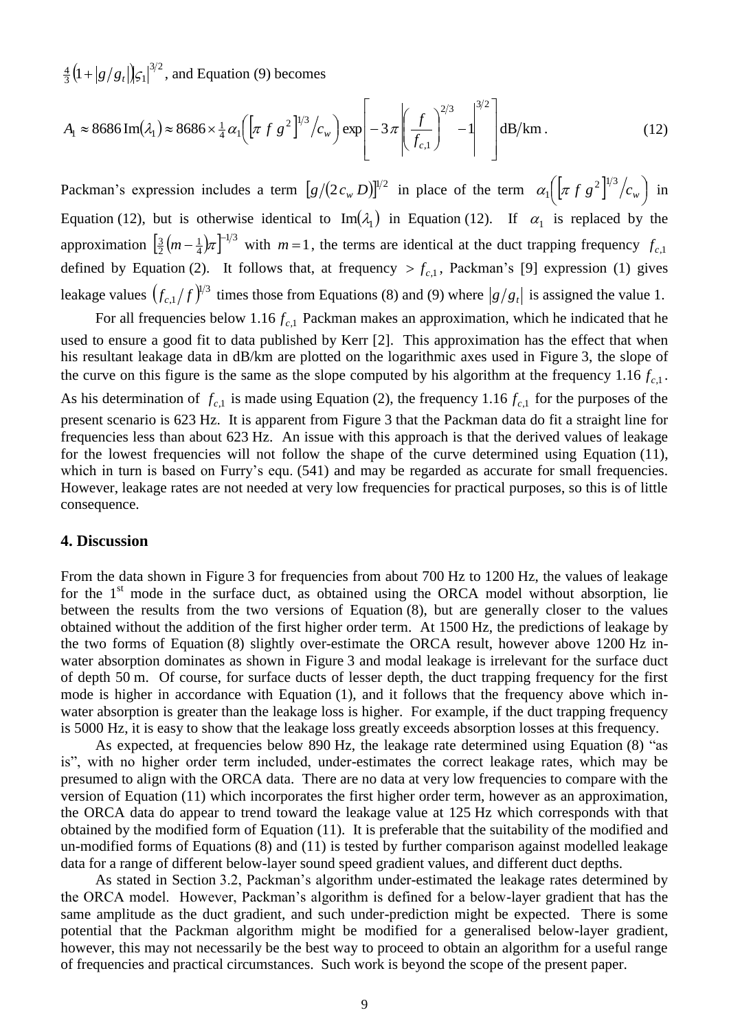$\frac{4}{3}\left(1+|g/g_t|\right)|\varsigma_1|^{3/2}$, and Equation (9) becomes

$$A_1 \approx 8686\,\mathrm{Im}(\lambda_1) \approx 8686 \times \tfrac{1}{4}\alpha_1\left(\left[\pi\, f\, g^2\right]^{1/3}\big/c_w\right)\exp\left[-3\pi\left|\left(\frac{f}{f_{c,1}}\right)^{2/3}-1\right|^{3/2}\right]\mathrm{dB/km}\,. \tag{12}$$

Packman's expression includes a term $\left[g/(2\,c_w\,D)\right]^{1/2}$ in place of the term $\alpha_1\left(\left[\pi\, f\, g^2\right]^{1/3}\big/c_w\right)$ in Equation (12), but is otherwise identical to $\mathrm{Im}(\lambda_1)$ in Equation (12). If $\alpha_1$ is replaced by the approximation $\left[\frac{3}{2}\left(m-\frac{1}{4}\right)\pi\right]^{-1/3}$ with $m=1$, the terms are identical at the duct trapping frequency $f_{c,1}$ defined by Equation (2). It follows that, at frequency $> f_{c,1}$, Packman's [9] expression (1) gives leakage values $\left(f_{c,1}/f\right)^{1/3}$ times those from Equations (8) and (9) where $|g/g_t|$ is assigned the value 1.

For all frequencies below 1.16 $f_{c,1}$ Packman makes an approximation, which he indicated that he used to ensure a good fit to data published by Kerr [2]. This approximation has the effect that when his resultant leakage data in dB/km are plotted on the logarithmic axes used in Figure 3, the slope of the curve on this figure is the same as the slope computed by his algorithm at the frequency 1.16 $f_{c,1}$. As his determination of $f_{c,1}$ is made using Equation (2), the frequency 1.16 $f_{c,1}$ for the purposes of the present scenario is 623 Hz. It is apparent from Figure 3 that the Packman data do fit a straight line for frequencies less than about 623 Hz. An issue with this approach is that the derived values of leakage for the lowest frequencies will not follow the shape of the curve determined using Equation (11), which in turn is based on Furry's equ. (541) and may be regarded as accurate for small frequencies. However, leakage rates are not needed at very low frequencies for practical purposes, so this is of little consequence.

## 4. Discussion

From the data shown in Figure 3 for frequencies from about 700 Hz to 1200 Hz, the values of leakage for the 1st mode in the surface duct, as obtained using the ORCA model without absorption, lie between the results from the two versions of Equation (8), but are generally closer to the values obtained without the addition of the first higher order term. At 1500 Hz, the predictions of leakage by the two forms of Equation (8) slightly over-estimate the ORCA result, however above 1200 Hz in-water absorption dominates as shown in Figure 3 and modal leakage is irrelevant for the surface duct of depth 50 m. Of course, for surface ducts of lesser depth, the duct trapping frequency for the first mode is higher in accordance with Equation (1), and it follows that the frequency above which in-water absorption is greater than the leakage loss is higher. For example, if the duct trapping frequency is 5000 Hz, it is easy to show that the leakage loss greatly exceeds absorption losses at this frequency.

As expected, at frequencies below 890 Hz, the leakage rate determined using Equation (8) "as is", with no higher order term included, under-estimates the correct leakage rates, which may be presumed to align with the ORCA data. There are no data at very low frequencies to compare with the version of Equation (11) which incorporates the first higher order term, however as an approximation, the ORCA data do appear to trend toward the leakage value at 125 Hz which corresponds with that obtained by the modified form of Equation (11). It is preferable that the suitability of the modified and un-modified forms of Equations (8) and (11) is tested by further comparison against modelled leakage data for a range of different below-layer sound speed gradient values, and different duct depths.

As stated in Section 3.2, Packman's algorithm under-estimated the leakage rates determined by the ORCA model. However, Packman's algorithm is defined for a below-layer gradient that has the same amplitude as the duct gradient, and such under-prediction might be expected. There is some potential that the Packman algorithm might be modified for a generalised below-layer gradient, however, this may not necessarily be the best way to proceed to obtain an algorithm for a useful range of frequencies and practical circumstances. Such work is beyond the scope of the present paper.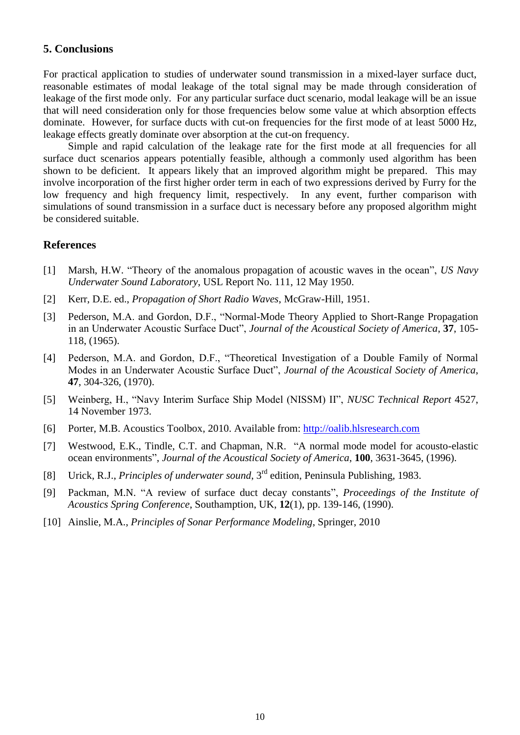## 5. Conclusions

For practical application to studies of underwater sound transmission in a mixed-layer surface duct, reasonable estimates of modal leakage of the total signal may be made through consideration of leakage of the first mode only. For any particular surface duct scenario, modal leakage will be an issue that will need consideration only for those frequencies below some value at which absorption effects dominate. However, for surface ducts with cut-on frequencies for the first mode of at least 5000 Hz, leakage effects greatly dominate over absorption at the cut-on frequency.

Simple and rapid calculation of the leakage rate for the first mode at all frequencies for all surface duct scenarios appears potentially feasible, although a commonly used algorithm has been shown to be deficient. It appears likely that an improved algorithm might be prepared. This may involve incorporation of the first higher order term in each of two expressions derived by Furry for the low frequency and high frequency limit, respectively. In any event, further comparison with simulations of sound transmission in a surface duct is necessary before any proposed algorithm might be considered suitable.

## References

[1] Marsh, H.W. "Theory of the anomalous propagation of acoustic waves in the ocean", *US Navy Underwater Sound Laboratory*, USL Report No. 111, 12 May 1950.

[2] Kerr, D.E. ed., *Propagation of Short Radio Waves*, McGraw-Hill, 1951.

[3] Pederson, M.A. and Gordon, D.F., "Normal-Mode Theory Applied to Short-Range Propagation in an Underwater Acoustic Surface Duct", *Journal of the Acoustical Society of America*, **37**, 105-118, (1965).

[4] Pederson, M.A. and Gordon, D.F., "Theoretical Investigation of a Double Family of Normal Modes in an Underwater Acoustic Surface Duct", *Journal of the Acoustical Society of America*, **47**, 304-326, (1970).

[5] Weinberg, H., "Navy Interim Surface Ship Model (NISSM) II", *NUSC Technical Report* 4527, 14 November 1973.

[6] Porter, M.B. Acoustics Toolbox, 2010. Available from: http://oalib.hlsresearch.com

[7] Westwood, E.K., Tindle, C.T. and Chapman, N.R. "A normal mode model for acousto-elastic ocean environments", *Journal of the Acoustical Society of America*, **100**, 3631-3645, (1996).

[8] Urick, R.J., *Principles of underwater sound*, 3rd edition, Peninsula Publishing, 1983.

[9] Packman, M.N. "A review of surface duct decay constants", *Proceedings of the Institute of Acoustics Spring Conference*, Southamption, UK, **12**(1), pp. 139-146, (1990).

[10] Ainslie, M.A., *Principles of Sonar Performance Modeling*, Springer, 2010